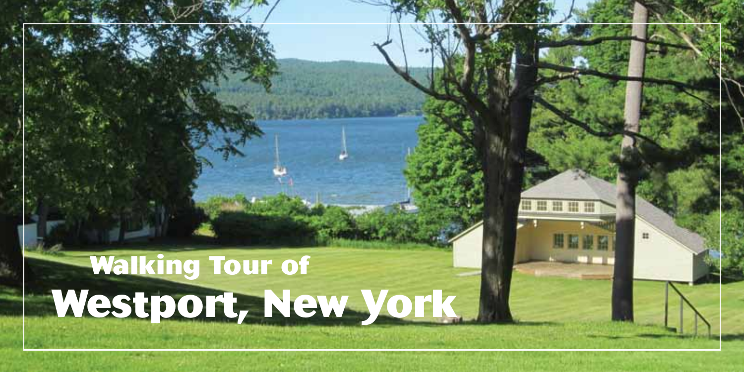# Walking Tour of Westport, New York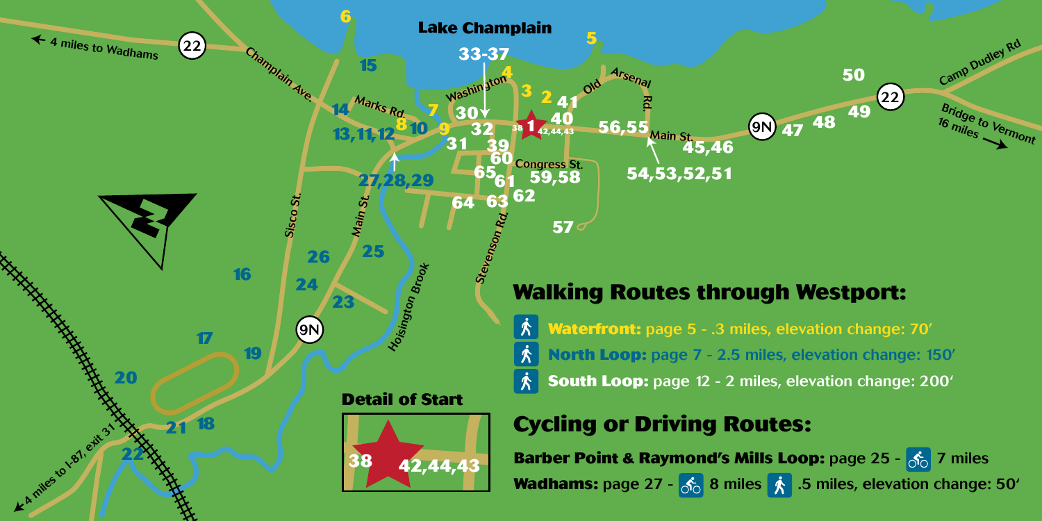## Walking Routes through Westport:

- **Waterfront:** page 5 - .3 miles, elevation change: 70′
- **North Loop:** page 7 - 2.5 miles, elevation change: 150′
- **South Loop:** page 12 - 2 miles, elevation change: 200′

## Cycling or Driving Routes:

**Barber Point & Raymond's Mills Loop:** page 25 - 7 miles

**Wadhams:** page 27 - 8 miles .5 miles, elevation change: 50′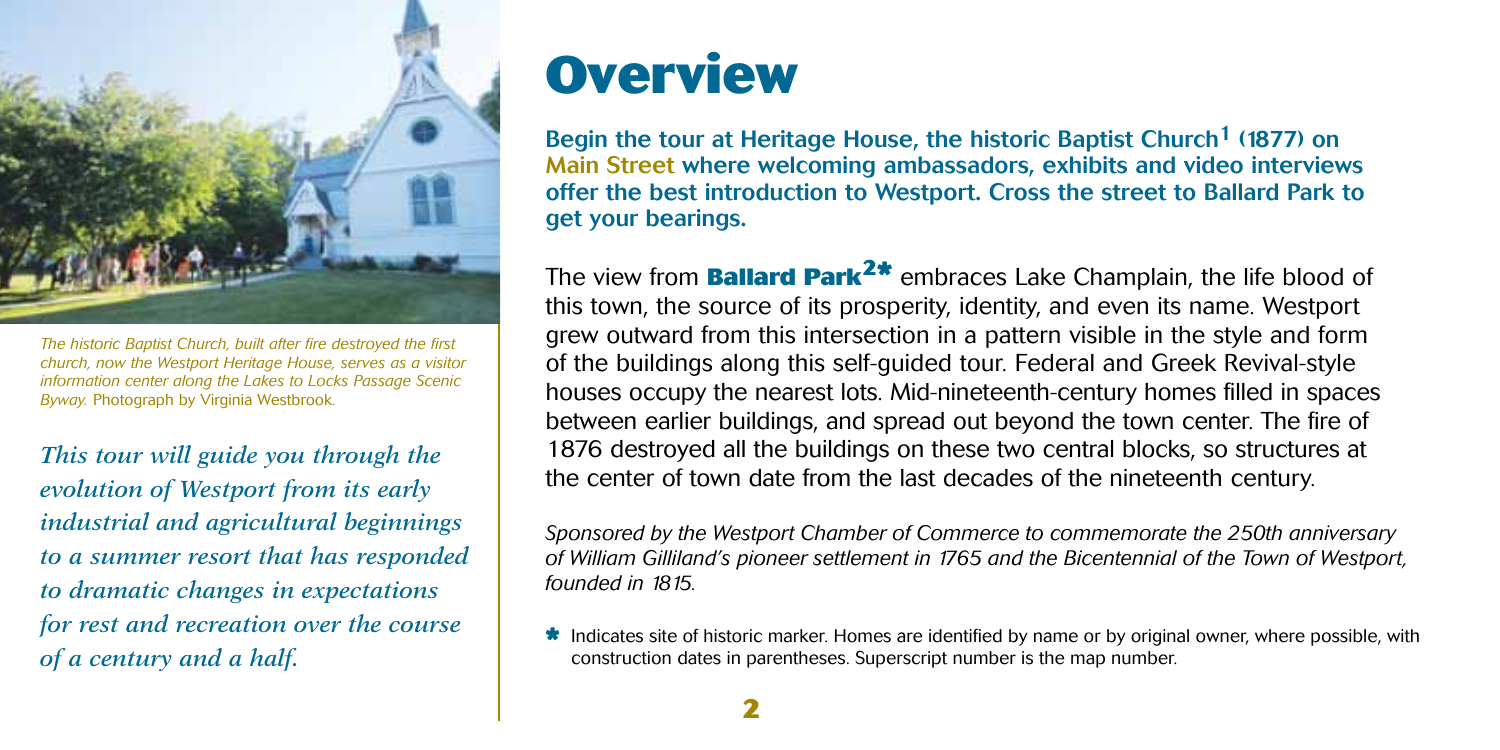*The historic Baptist Church, built after fire destroyed the first church, now the Westport Heritage House, serves as a visitor information center along the Lakes to Locks Passage Scenic Byway.* Photograph by Virginia Westbrook.

*This tour will guide you through the evolution of Westport from its early industrial and agricultural beginnings to a summer resort that has responded to dramatic changes in expectations for rest and recreation over the course of a century and a half.*

# Overview

**Begin the tour at Heritage House, the historic Baptist Church[1] (1877) on Main Street where welcoming ambassadors, exhibits and video interviews offer the best introduction to Westport. Cross the street to Ballard Park to get your bearings.**

The view from **Ballard Park[2*]** embraces Lake Champlain, the life blood of this town, the source of its prosperity, identity, and even its name. Westport grew outward from this intersection in a pattern visible in the style and form of the buildings along this self-guided tour. Federal and Greek Revival-style houses occupy the nearest lots. Mid-nineteenth-century homes filled in spaces between earlier buildings, and spread out beyond the town center. The fire of 1876 destroyed all the buildings on these two central blocks, so structures at the center of town date from the last decades of the nineteenth century.

*Sponsored by the Westport Chamber of Commerce to commemorate the 250th anniversary of William Gilliland's pioneer settlement in 1765 and the Bicentennial of the Town of Westport, founded in 1815.*

* Indicates site of historic marker. Homes are identified by name or by original owner, where possible, with construction dates in parentheses. Superscript number is the map number.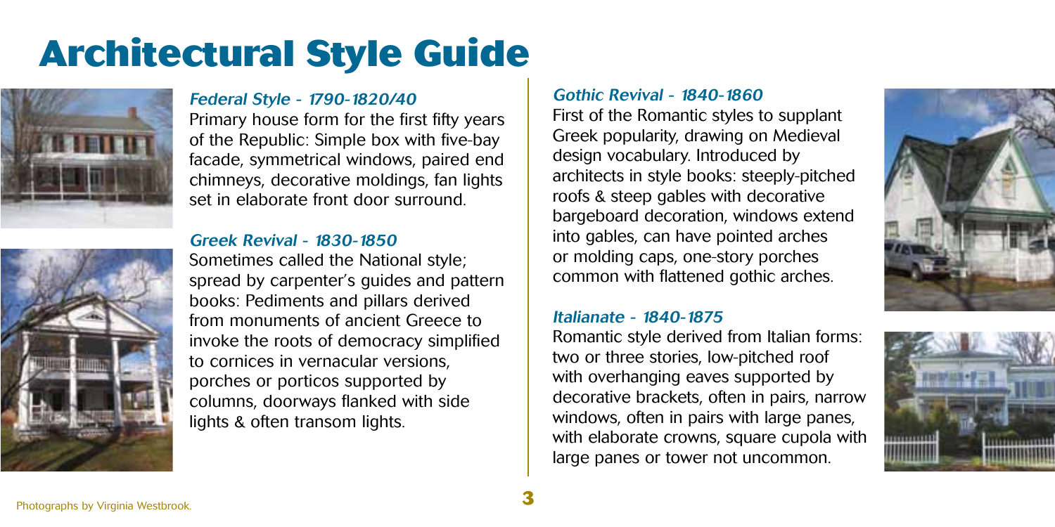# Architectural Style Guide

### *Federal Style - 1790-1820/40*

Primary house form for the first fifty years of the Republic: Simple box with five-bay facade, symmetrical windows, paired end chimneys, decorative moldings, fan lights set in elaborate front door surround.

### *Greek Revival - 1830-1850*

Sometimes called the National style; spread by carpenter's guides and pattern books: Pediments and pillars derived from monuments of ancient Greece to invoke the roots of democracy simplified to cornices in vernacular versions, porches or porticos supported by columns, doorways flanked with side lights & often transom lights.

### *Gothic Revival - 1840-1860*

First of the Romantic styles to supplant Greek popularity, drawing on Medieval design vocabulary. Introduced by architects in style books: steeply-pitched roofs & steep gables with decorative bargeboard decoration, windows extend into gables, can have pointed arches or molding caps, one-story porches common with flattened gothic arches.

### *Italianate - 1840-1875*

Romantic style derived from Italian forms: two or three stories, low-pitched roof with overhanging eaves supported by decorative brackets, often in pairs, narrow windows, often in pairs with large panes, with elaborate crowns, square cupola with large panes or tower not uncommon.

Photographs by Virginia Westbrook.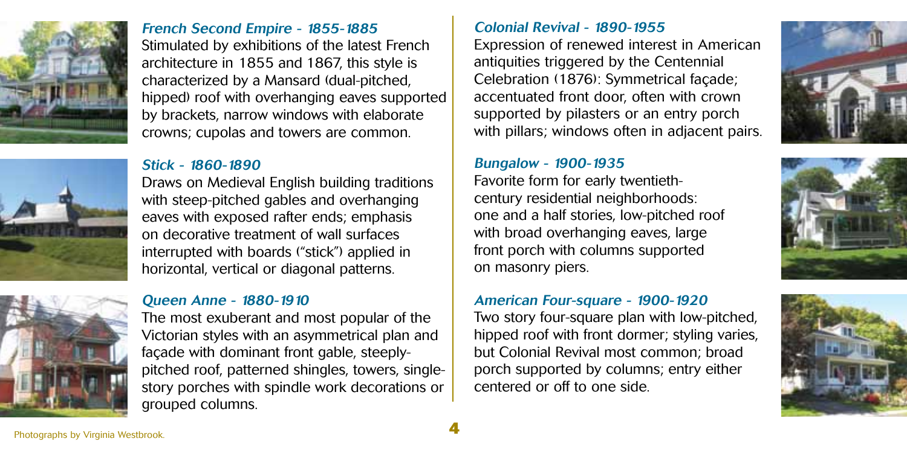### *French Second Empire - 1855-1885*

Stimulated by exhibitions of the latest French architecture in 1855 and 1867, this style is characterized by a Mansard (dual-pitched, hipped) roof with overhanging eaves supported by brackets, narrow windows with elaborate crowns; cupolas and towers are common.

### *Stick - 1860-1890*

Draws on Medieval English building traditions with steep-pitched gables and overhanging eaves with exposed rafter ends; emphasis on decorative treatment of wall surfaces interrupted with boards ("stick") applied in horizontal, vertical or diagonal patterns.

### *Queen Anne - 1880-1910*

The most exuberant and most popular of the Victorian styles with an asymmetrical plan and façade with dominant front gable, steeply-pitched roof, patterned shingles, towers, single-story porches with spindle work decorations or grouped columns.

### *Colonial Revival - 1890-1955*

Expression of renewed interest in American antiquities triggered by the Centennial Celebration (1876): Symmetrical façade; accentuated front door, often with crown supported by pilasters or an entry porch with pillars; windows often in adjacent pairs.

### *Bungalow - 1900-1935*

Favorite form for early twentieth-century residential neighborhoods: one and a half stories, low-pitched roof with broad overhanging eaves, large front porch with columns supported on masonry piers.

### *American Four-square - 1900-1920*

Two story four-square plan with low-pitched, hipped roof with front dormer; styling varies, but Colonial Revival most common; broad porch supported by columns; entry either centered or off to one side.

Photographs by Virginia Westbrook.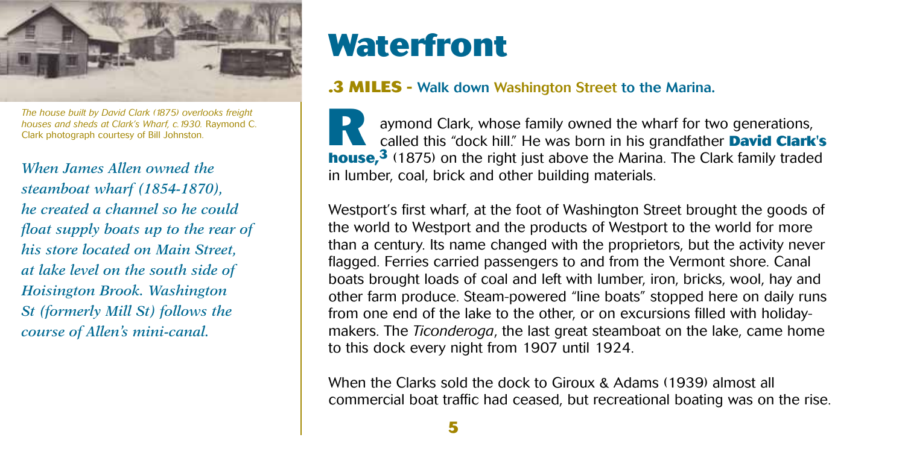*The house built by David Clark (1875) overlooks freight houses and sheds at Clark's Wharf, c.1930.* Raymond C. Clark photograph courtesy of Bill Johnston.

*When James Allen owned the steamboat wharf (1854-1870), he created a channel so he could float supply boats up to the rear of his store located on Main Street, at lake level on the south side of Hoisington Brook. Washington St (formerly Mill St) follows the course of Allen's mini-canal.*

# Waterfront

**.3 MILES - Walk down Washington Street to the Marina.**

Raymond Clark, whose family owned the wharf for two generations, called this "dock hill." He was born in his grandfather **David Clark's house,**[3] (1875) on the right just above the Marina. The Clark family traded in lumber, coal, brick and other building materials.

Westport's first wharf, at the foot of Washington Street brought the goods of the world to Westport and the products of Westport to the world for more than a century. Its name changed with the proprietors, but the activity never flagged. Ferries carried passengers to and from the Vermont shore. Canal boats brought loads of coal and left with lumber, iron, bricks, wool, hay and other farm produce. Steam-powered "line boats" stopped here on daily runs from one end of the lake to the other, or on excursions filled with holiday-makers. The *Ticonderoga*, the last great steamboat on the lake, came home to this dock every night from 1907 until 1924.

When the Clarks sold the dock to Giroux & Adams (1939) almost all commercial boat traffic had ceased, but recreational boating was on the rise.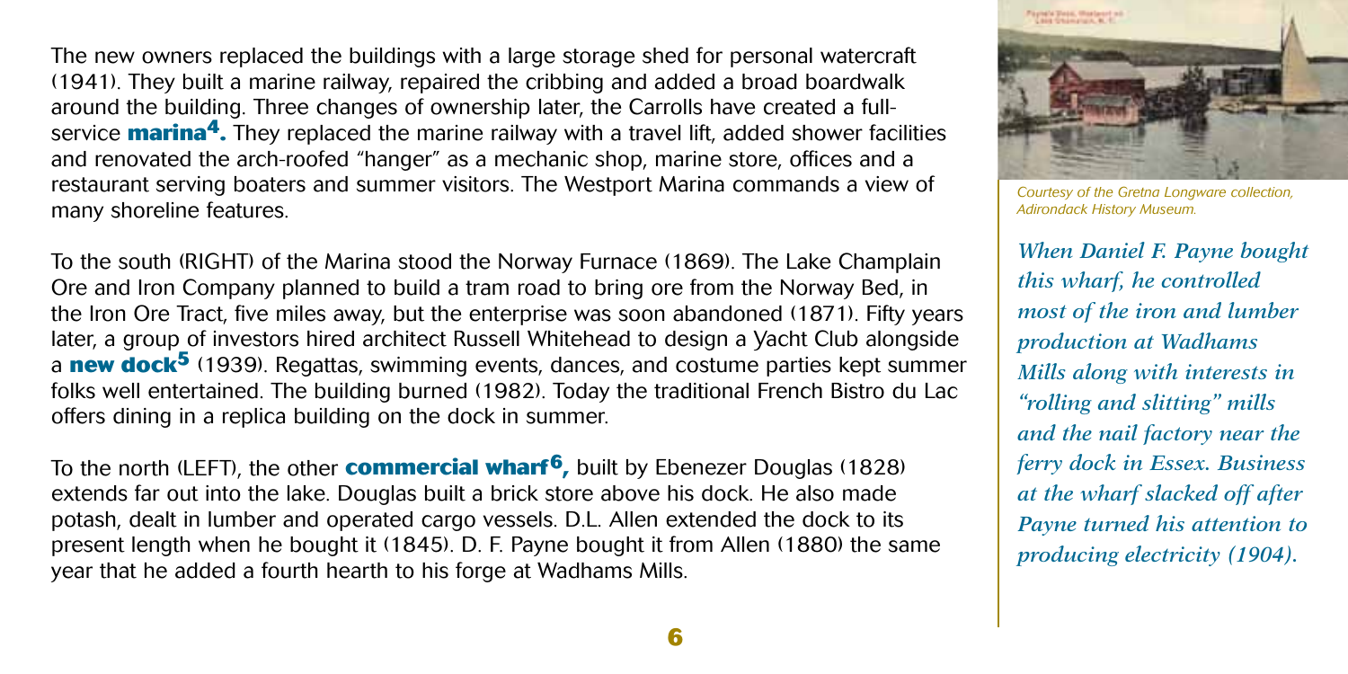The new owners replaced the buildings with a large storage shed for personal watercraft (1941). They built a marine railway, repaired the cribbing and added a broad boardwalk around the building. Three changes of ownership later, the Carrolls have created a full-service **marina**[4]**.** They replaced the marine railway with a travel lift, added shower facilities and renovated the arch-roofed "hanger" as a mechanic shop, marine store, offices and a restaurant serving boaters and summer visitors. The Westport Marina commands a view of many shoreline features.

To the south (RIGHT) of the Marina stood the Norway Furnace (1869). The Lake Champlain Ore and Iron Company planned to build a tram road to bring ore from the Norway Bed, in the Iron Ore Tract, five miles away, but the enterprise was soon abandoned (1871). Fifty years later, a group of investors hired architect Russell Whitehead to design a Yacht Club alongside a **new dock**[5] (1939). Regattas, swimming events, dances, and costume parties kept summer folks well entertained. The building burned (1982). Today the traditional French Bistro du Lac offers dining in a replica building on the dock in summer.

To the north (LEFT), the other **commercial wharf**[6]**,** built by Ebenezer Douglas (1828) extends far out into the lake. Douglas built a brick store above his dock. He also made potash, dealt in lumber and operated cargo vessels. D.L. Allen extended the dock to its present length when he bought it (1845). D. F. Payne bought it from Allen (1880) the same year that he added a fourth hearth to his forge at Wadhams Mills.

*Courtesy of the Gretna Longware collection, Adirondack History Museum.*

*When Daniel F. Payne bought this wharf, he controlled most of the iron and lumber production at Wadhams Mills along with interests in "rolling and slitting" mills and the nail factory near the ferry dock in Essex. Business at the wharf slacked off after Payne turned his attention to producing electricity (1904).*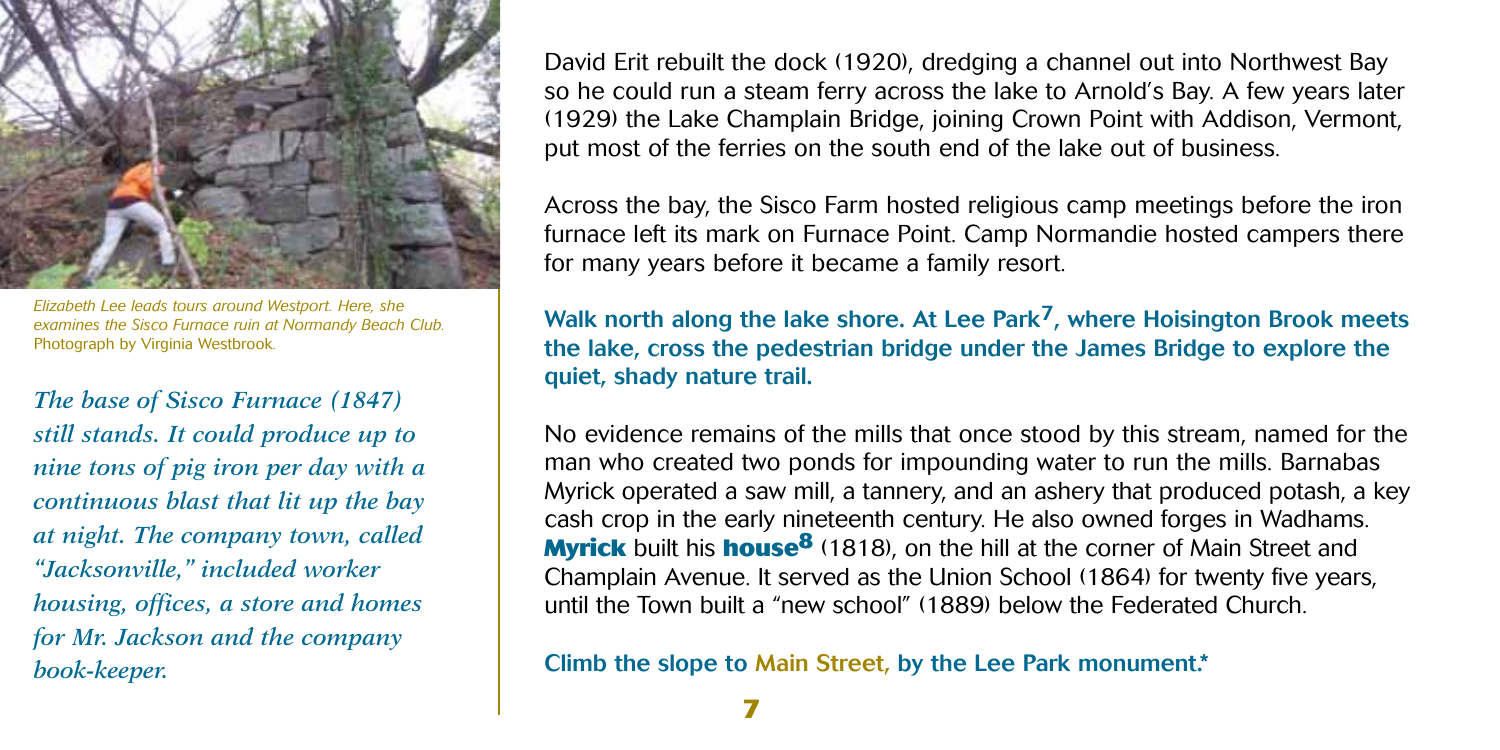*Elizabeth Lee leads tours around Westport. Here, she examines the Sisco Furnace ruin at Normandy Beach Club.* Photograph by Virginia Westbrook.

*The base of Sisco Furnace (1847) still stands. It could produce up to nine tons of pig iron per day with a continuous blast that lit up the bay at night. The company town, called "Jacksonville," included worker housing, offices, a store and homes for Mr. Jackson and the company book-keeper.*

David Erit rebuilt the dock (1920), dredging a channel out into Northwest Bay so he could run a steam ferry across the lake to Arnold's Bay. A few years later (1929) the Lake Champlain Bridge, joining Crown Point with Addison, Vermont, put most of the ferries on the south end of the lake out of business.

Across the bay, the Sisco Farm hosted religious camp meetings before the iron furnace left its mark on Furnace Point. Camp Normandie hosted campers there for many years before it became a family resort.

**Walk north along the lake shore. At Lee Park[7], where Hoisington Brook meets the lake, cross the pedestrian bridge under the James Bridge to explore the quiet, shady nature trail.**

No evidence remains of the mills that once stood by this stream, named for the man who created two ponds for impounding water to run the mills. Barnabas Myrick operated a saw mill, a tannery, and an ashery that produced potash, a key cash crop in the early nineteenth century. He also owned forges in Wadhams. **Myrick** built his **house[8]** (1818), on the hill at the corner of Main Street and Champlain Avenue. It served as the Union School (1864) for twenty five years, until the Town built a "new school" (1889) below the Federated Church.

**Climb the slope to Main Street, by the Lee Park monument.***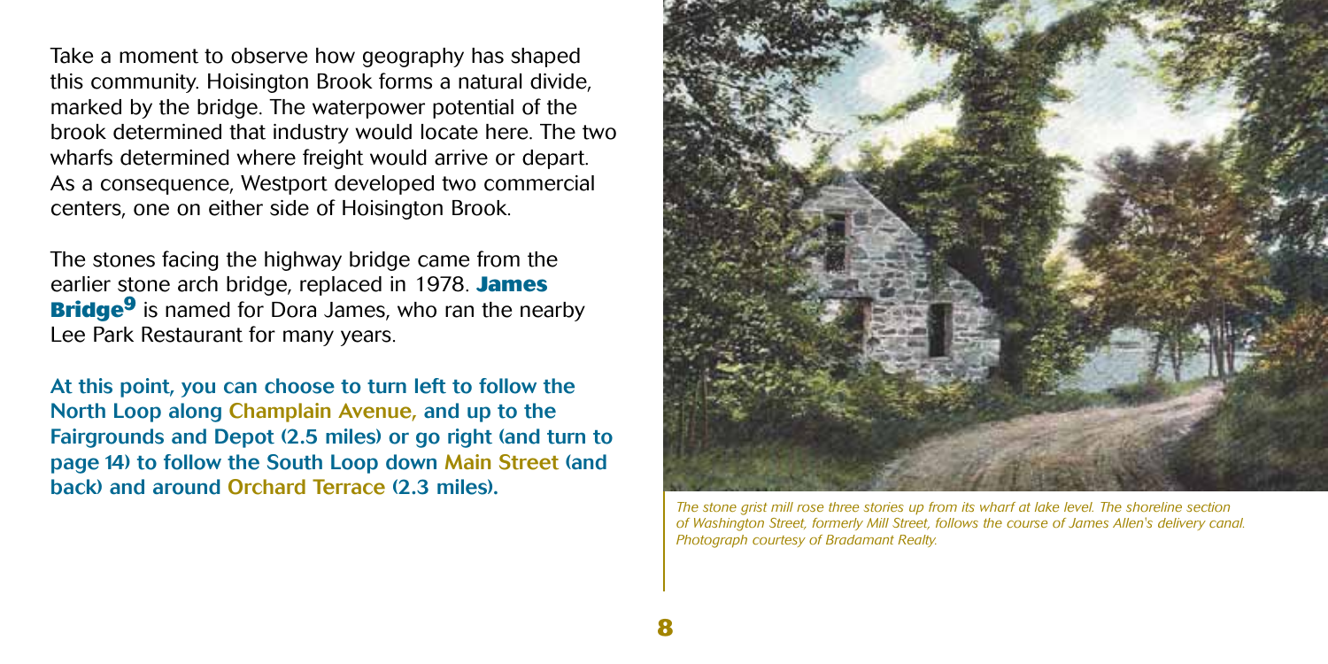Take a moment to observe how geography has shaped this community. Hoisington Brook forms a natural divide, marked by the bridge. The waterpower potential of the brook determined that industry would locate here. The two wharfs determined where freight would arrive or depart. As a consequence, Westport developed two commercial centers, one on either side of Hoisington Brook.

The stones facing the highway bridge came from the earlier stone arch bridge, replaced in 1978. **James Bridge**[9] is named for Dora James, who ran the nearby Lee Park Restaurant for many years.

**At this point, you can choose to turn left to follow the North Loop along Champlain Avenue, and up to the Fairgrounds and Depot (2.5 miles) or go right (and turn to page 14) to follow the South Loop down Main Street (and back) and around Orchard Terrace (2.3 miles).**

*The stone grist mill rose three stories up from its wharf at lake level. The shoreline section of Washington Street, formerly Mill Street, follows the course of James Allen's delivery canal. Photograph courtesy of Bradamant Realty.*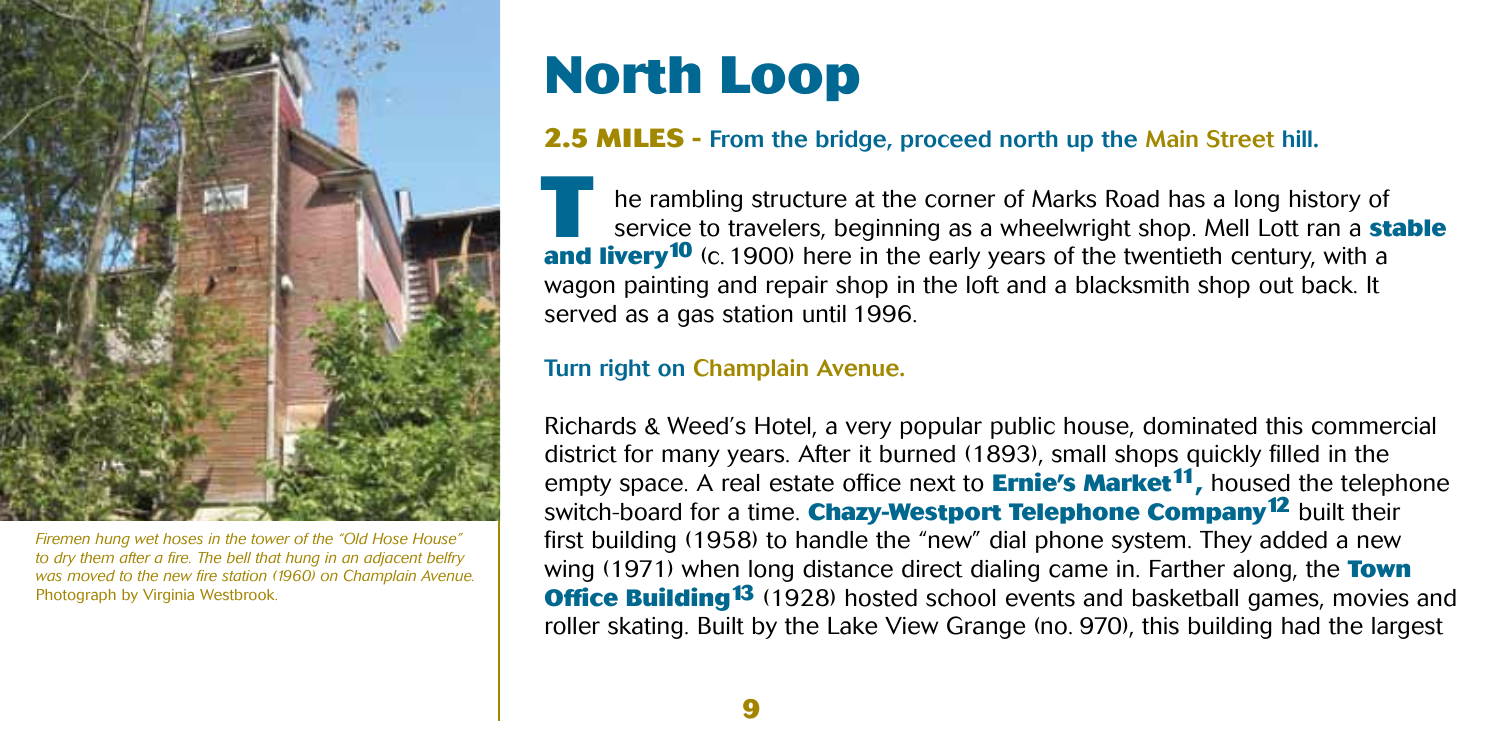Firemen hung wet hoses in the tower of the "Old Hose House" to dry them after a fire. The bell that hung in an adjacent belfry was moved to the new fire station (1960) on Champlain Avenue. Photograph by Virginia Westbrook.

# North Loop

**2.5 MILES -** From the bridge, proceed north up the Main Street hill.

The rambling structure at the corner of Marks Road has a long history of service to travelers, beginning as a wheelwright shop. Mell Lott ran a **stable and livery**[10] (c. 1900) here in the early years of the twentieth century, with a wagon painting and repair shop in the loft and a blacksmith shop out back. It served as a gas station until 1996.

Turn right on Champlain Avenue.

Richards & Weed's Hotel, a very popular public house, dominated this commercial district for many years. After it burned (1893), small shops quickly filled in the empty space. A real estate office next to **Ernie's Market**[11], housed the telephone switch-board for a time. **Chazy-Westport Telephone Company**[12] built their first building (1958) to handle the "new" dial phone system. They added a new wing (1971) when long distance direct dialing came in. Farther along, the **Town Office Building**[13] (1928) hosted school events and basketball games, movies and roller skating. Built by the Lake View Grange (no. 970), this building had the largest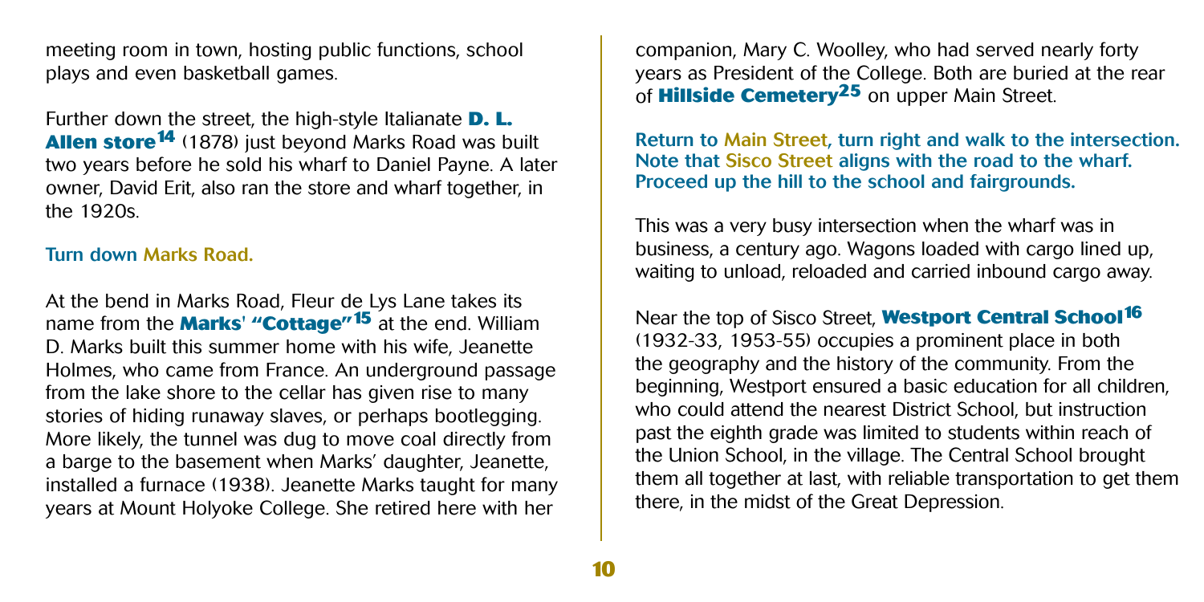meeting room in town, hosting public functions, school plays and even basketball games.

Further down the street, the high-style Italianate **D. L. Allen store**[14] (1878) just beyond Marks Road was built two years before he sold his wharf to Daniel Payne. A later owner, David Erit, also ran the store and wharf together, in the 1920s.

**Turn down Marks Road.**

At the bend in Marks Road, Fleur de Lys Lane takes its name from the **Marks' "Cottage"**[15] at the end. William D. Marks built this summer home with his wife, Jeanette Holmes, who came from France. An underground passage from the lake shore to the cellar has given rise to many stories of hiding runaway slaves, or perhaps bootlegging. More likely, the tunnel was dug to move coal directly from a barge to the basement when Marks' daughter, Jeanette, installed a furnace (1938). Jeanette Marks taught for many years at Mount Holyoke College. She retired here with her companion, Mary C. Woolley, who had served nearly forty years as President of the College. Both are buried at the rear of **Hillside Cemetery**[25] on upper Main Street.

**Return to Main Street, turn right and walk to the intersection. Note that Sisco Street aligns with the road to the wharf. Proceed up the hill to the school and fairgrounds.**

This was a very busy intersection when the wharf was in business, a century ago. Wagons loaded with cargo lined up, waiting to unload, reloaded and carried inbound cargo away.

Near the top of Sisco Street, **Westport Central School**[16] (1932-33, 1953-55) occupies a prominent place in both the geography and the history of the community. From the beginning, Westport ensured a basic education for all children, who could attend the nearest District School, but instruction past the eighth grade was limited to students within reach of the Union School, in the village. The Central School brought them all together at last, with reliable transportation to get them there, in the midst of the Great Depression.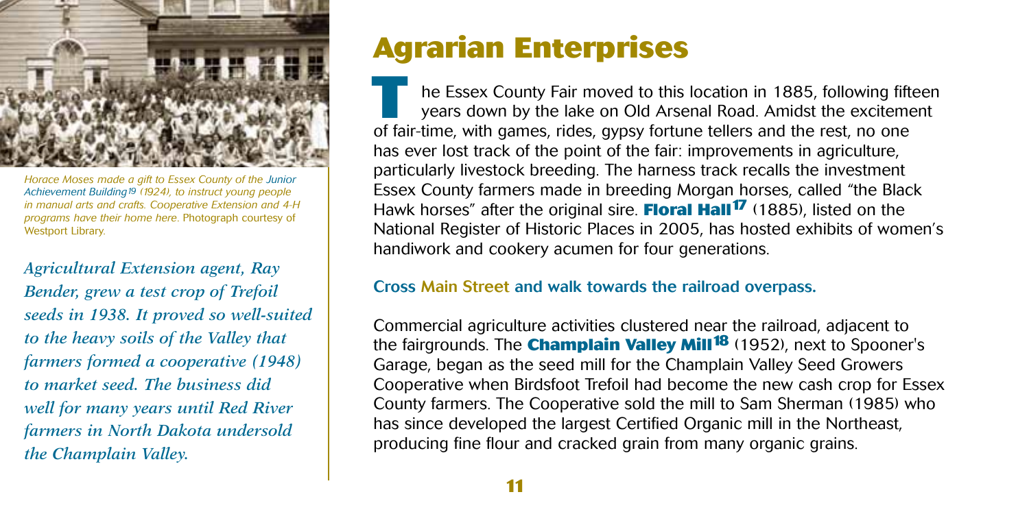*Horace Moses made a gift to Essex County of the Junior Achievement Building[19] (1924), to instruct young people in manual arts and crafts. Cooperative Extension and 4-H programs have their home here.* Photograph courtesy of Westport Library.

*Agricultural Extension agent, Ray Bender, grew a test crop of Trefoil seeds in 1938. It proved so well-suited to the heavy soils of the Valley that farmers formed a cooperative (1948) to market seed. The business did well for many years until Red River farmers in North Dakota undersold the Champlain Valley.*

# Agrarian Enterprises

The Essex County Fair moved to this location in 1885, following fifteen years down by the lake on Old Arsenal Road. Amidst the excitement of fair-time, with games, rides, gypsy fortune tellers and the rest, no one has ever lost track of the point of the fair: improvements in agriculture, particularly livestock breeding. The harness track recalls the investment Essex County farmers made in breeding Morgan horses, called "the Black Hawk horses" after the original sire. **Floral Hall[17]** (1885), listed on the National Register of Historic Places in 2005, has hosted exhibits of women's handiwork and cookery acumen for four generations.

**Cross Main Street and walk towards the railroad overpass.**

Commercial agriculture activities clustered near the railroad, adjacent to the fairgrounds. The **Champlain Valley Mill[18]** (1952), next to Spooner's Garage, began as the seed mill for the Champlain Valley Seed Growers Cooperative when Birdsfoot Trefoil had become the new cash crop for Essex County farmers. The Cooperative sold the mill to Sam Sherman (1985) who has since developed the largest Certified Organic mill in the Northeast, producing fine flour and cracked grain from many organic grains.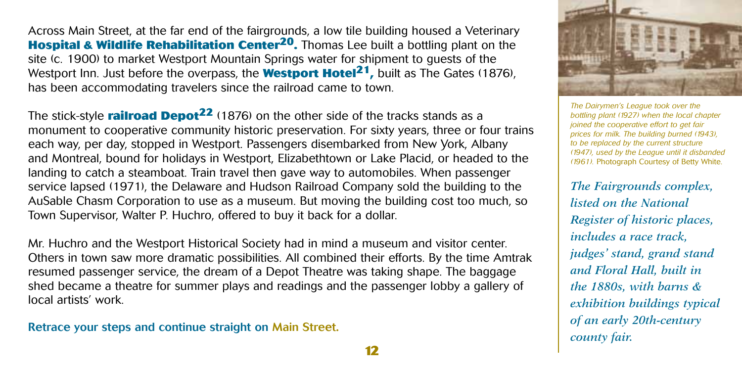Across Main Street, at the far end of the fairgrounds, a low tile building housed a Veterinary **Hospital & Wildlife Rehabilitation Center**[20]**.** Thomas Lee built a bottling plant on the site (c. 1900) to market Westport Mountain Springs water for shipment to guests of the Westport Inn. Just before the overpass, the **Westport Hotel**[21]**,** built as The Gates (1876), has been accommodating travelers since the railroad came to town.

The stick-style **railroad Depot**[22] (1876) on the other side of the tracks stands as a monument to cooperative community historic preservation. For sixty years, three or four trains each way, per day, stopped in Westport. Passengers disembarked from New York, Albany and Montreal, bound for holidays in Westport, Elizabethtown or Lake Placid, or headed to the landing to catch a steamboat. Train travel then gave way to automobiles. When passenger service lapsed (1971), the Delaware and Hudson Railroad Company sold the building to the AuSable Chasm Corporation to use as a museum. But moving the building cost too much, so Town Supervisor, Walter P. Huchro, offered to buy it back for a dollar.

Mr. Huchro and the Westport Historical Society had in mind a museum and visitor center. Others in town saw more dramatic possibilities. All combined their efforts. By the time Amtrak resumed passenger service, the dream of a Depot Theatre was taking shape. The baggage shed became a theatre for summer plays and readings and the passenger lobby a gallery of local artists' work.

**Retrace your steps and continue straight on Main Street.**

*The Dairymen's League took over the bottling plant (1927) when the local chapter joined the cooperative effort to get fair prices for milk. The building burned (1943), to be replaced by the current structure (1947), used by the League until it disbanded (1961).* Photograph Courtesy of Betty White.

*The Fairgrounds complex, listed on the National Register of historic places, includes a race track, judges' stand, grand stand and Floral Hall, built in the 1880s, with barns & exhibition buildings typical of an early 20th-century county fair.*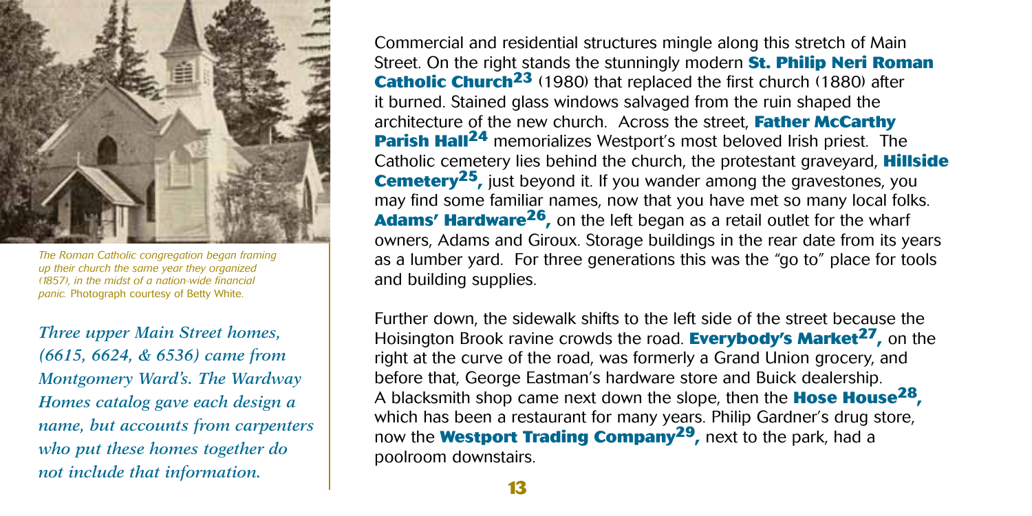*The Roman Catholic congregation began framing up their church the same year they organized (1857), in the midst of a nation-wide financial panic.* Photograph courtesy of Betty White.

*Three upper Main Street homes, (6615, 6624, & 6536) came from Montgomery Ward's. The Wardway Homes catalog gave each design a name, but accounts from carpenters who put these homes together do not include that information.*

Commercial and residential structures mingle along this stretch of Main Street. On the right stands the stunningly modern **St. Philip Neri Roman Catholic Church**[23] (1980) that replaced the first church (1880) after it burned. Stained glass windows salvaged from the ruin shaped the architecture of the new church. Across the street, **Father McCarthy Parish Hall**[24] memorializes Westport's most beloved Irish priest. The Catholic cemetery lies behind the church, the protestant graveyard, **Hillside Cemetery**[25], just beyond it. If you wander among the gravestones, you may find some familiar names, now that you have met so many local folks. **Adams' Hardware**[26], on the left began as a retail outlet for the wharf owners, Adams and Giroux. Storage buildings in the rear date from its years as a lumber yard. For three generations this was the "go to" place for tools and building supplies.

Further down, the sidewalk shifts to the left side of the street because the Hoisington Brook ravine crowds the road. **Everybody's Market**[27], on the right at the curve of the road, was formerly a Grand Union grocery, and before that, George Eastman's hardware store and Buick dealership. A blacksmith shop came next down the slope, then the **Hose House**[28], which has been a restaurant for many years. Philip Gardner's drug store, now the **Westport Trading Company**[29], next to the park, had a poolroom downstairs.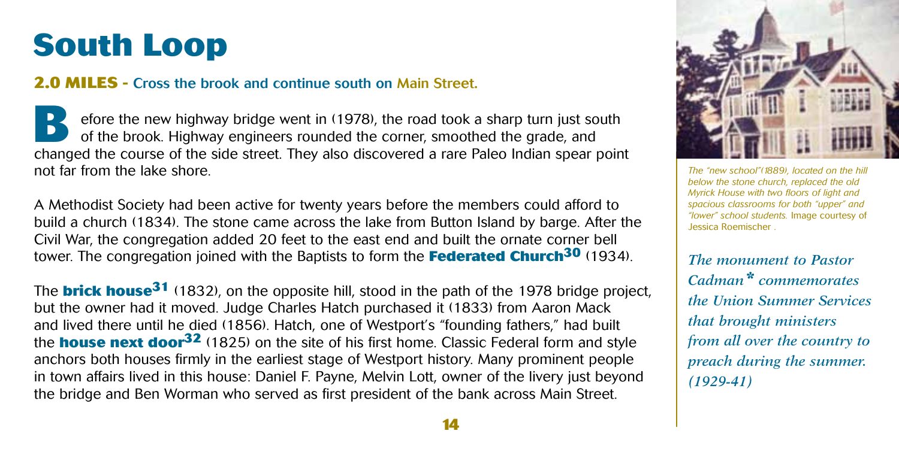# South Loop

**2.0 MILES - Cross the brook and continue south on Main Street.**

Before the new highway bridge went in (1978), the road took a sharp turn just south of the brook. Highway engineers rounded the corner, smoothed the grade, and changed the course of the side street. They also discovered a rare Paleo Indian spear point not far from the lake shore.

A Methodist Society had been active for twenty years before the members could afford to build a church (1834). The stone came across the lake from Button Island by barge. After the Civil War, the congregation added 20 feet to the east end and built the ornate corner bell tower. The congregation joined with the Baptists to form the **Federated Church**[30] (1934).

The **brick house**[31] (1832), on the opposite hill, stood in the path of the 1978 bridge project, but the owner had it moved. Judge Charles Hatch purchased it (1833) from Aaron Mack and lived there until he died (1856). Hatch, one of Westport's "founding fathers," had built the **house next door**[32] (1825) on the site of his first home. Classic Federal form and style anchors both houses firmly in the earliest stage of Westport history. Many prominent people in town affairs lived in this house: Daniel F. Payne, Melvin Lott, owner of the livery just beyond the bridge and Ben Worman who served as first president of the bank across Main Street.

*The "new school"(1889), located on the hill below the stone church, replaced the old Myrick House with two floors of light and spacious classrooms for both "upper" and "lower" school students.* Image courtesy of Jessica Roemischer .

*The monument to Pastor Cadman* * *commemorates the Union Summer Services that brought ministers from all over the country to preach during the summer. (1929-41)*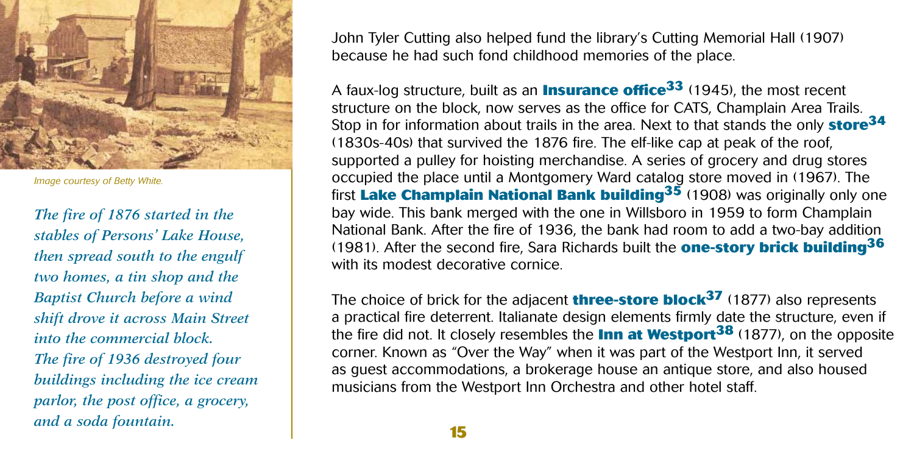*Image courtesy of Betty White.*

*The fire of 1876 started in the stables of Persons' Lake House, then spread south to the engulf two homes, a tin shop and the Baptist Church before a wind shift drove it across Main Street into the commercial block. The fire of 1936 destroyed four buildings including the ice cream parlor, the post office, a grocery, and a soda fountain.*

John Tyler Cutting also helped fund the library's Cutting Memorial Hall (1907) because he had such fond childhood memories of the place.

A faux-log structure, built as an **Insurance office**[33] (1945), the most recent structure on the block, now serves as the office for CATS, Champlain Area Trails. Stop in for information about trails in the area. Next to that stands the only **store**[34] (1830s-40s) that survived the 1876 fire. The elf-like cap at peak of the roof, supported a pulley for hoisting merchandise. A series of grocery and drug stores occupied the place until a Montgomery Ward catalog store moved in (1967). The first **Lake Champlain National Bank building**[35] (1908) was originally only one bay wide. This bank merged with the one in Willsboro in 1959 to form Champlain National Bank. After the fire of 1936, the bank had room to add a two-bay addition (1981). After the second fire, Sara Richards built the **one-story brick building**[36] with its modest decorative cornice.

The choice of brick for the adjacent **three-store block**[37] (1877) also represents a practical fire deterrent. Italianate design elements firmly date the structure, even if the fire did not. It closely resembles the **Inn at Westport**[38] (1877), on the opposite corner. Known as "Over the Way" when it was part of the Westport Inn, it served as guest accommodations, a brokerage house an antique store, and also housed musicians from the Westport Inn Orchestra and other hotel staff.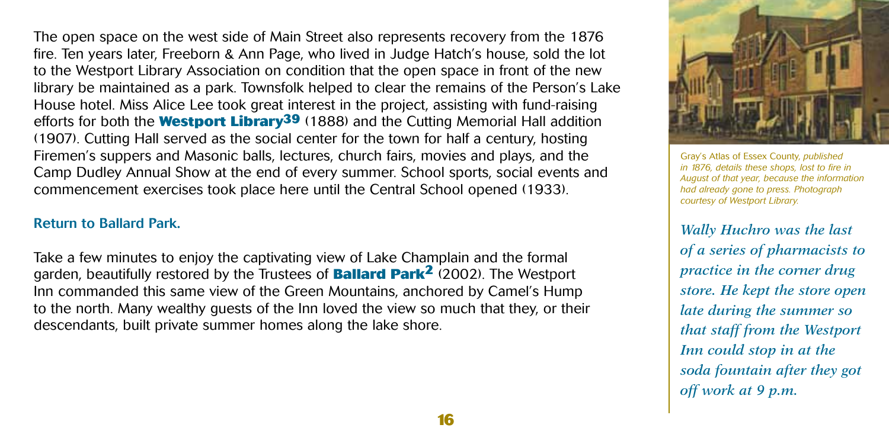The open space on the west side of Main Street also represents recovery from the 1876 fire. Ten years later, Freeborn & Ann Page, who lived in Judge Hatch's house, sold the lot to the Westport Library Association on condition that the open space in front of the new library be maintained as a park. Townsfolk helped to clear the remains of the Person's Lake House hotel. Miss Alice Lee took great interest in the project, assisting with fund-raising efforts for both the **Westport Library**[39] (1888) and the Cutting Memorial Hall addition (1907). Cutting Hall served as the social center for the town for half a century, hosting Firemen's suppers and Masonic balls, lectures, church fairs, movies and plays, and the Camp Dudley Annual Show at the end of every summer. School sports, social events and commencement exercises took place here until the Central School opened (1933).

### Return to Ballard Park.

Take a few minutes to enjoy the captivating view of Lake Champlain and the formal garden, beautifully restored by the Trustees of **Ballard Park**[2] (2002). The Westport Inn commanded this same view of the Green Mountains, anchored by Camel's Hump to the north. Many wealthy guests of the Inn loved the view so much that they, or their descendants, built private summer homes along the lake shore.

Gray's Atlas of Essex County, *published in 1876, details these shops, lost to fire in August of that year, because the information had already gone to press. Photograph courtesy of Westport Library.*

*Wally Huchro was the last of a series of pharmacists to practice in the corner drug store. He kept the store open late during the summer so that staff from the Westport Inn could stop in at the soda fountain after they got off work at 9 p.m.*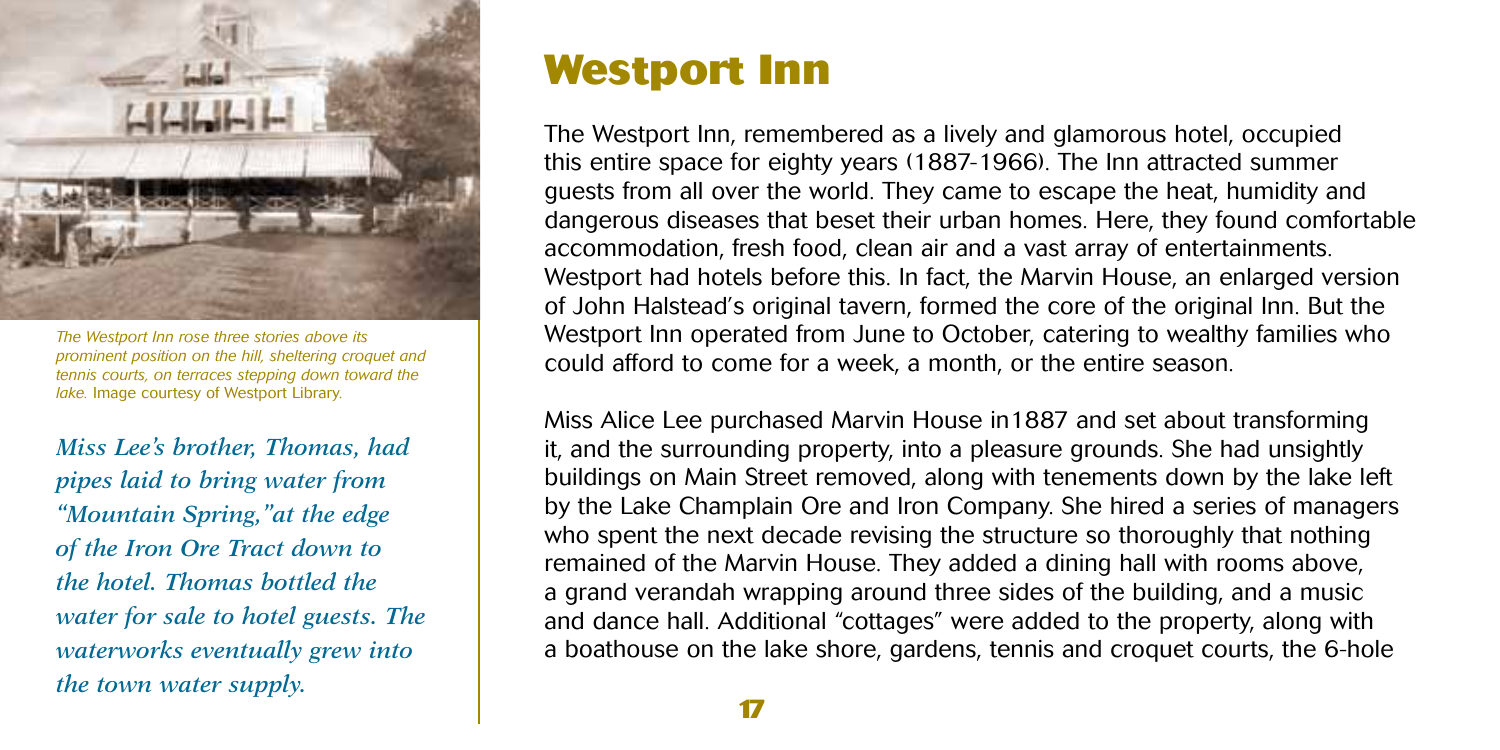*The Westport Inn rose three stories above its prominent position on the hill, sheltering croquet and tennis courts, on terraces stepping down toward the lake.* Image courtesy of Westport Library.

***Miss Lee's brother, Thomas, had pipes laid to bring water from "Mountain Spring,"at the edge of the Iron Ore Tract down to the hotel. Thomas bottled the water for sale to hotel guests. The waterworks eventually grew into the town water supply.***

# Westport Inn

The Westport Inn, remembered as a lively and glamorous hotel, occupied this entire space for eighty years (1887-1966). The Inn attracted summer guests from all over the world. They came to escape the heat, humidity and dangerous diseases that beset their urban homes. Here, they found comfortable accommodation, fresh food, clean air and a vast array of entertainments. Westport had hotels before this. In fact, the Marvin House, an enlarged version of John Halstead's original tavern, formed the core of the original Inn. But the Westport Inn operated from June to October, catering to wealthy families who could afford to come for a week, a month, or the entire season.

Miss Alice Lee purchased Marvin House in1887 and set about transforming it, and the surrounding property, into a pleasure grounds. She had unsightly buildings on Main Street removed, along with tenements down by the lake left by the Lake Champlain Ore and Iron Company. She hired a series of managers who spent the next decade revising the structure so thoroughly that nothing remained of the Marvin House. They added a dining hall with rooms above, a grand verandah wrapping around three sides of the building, and a music and dance hall. Additional "cottages" were added to the property, along with a boathouse on the lake shore, gardens, tennis and croquet courts, the 6-hole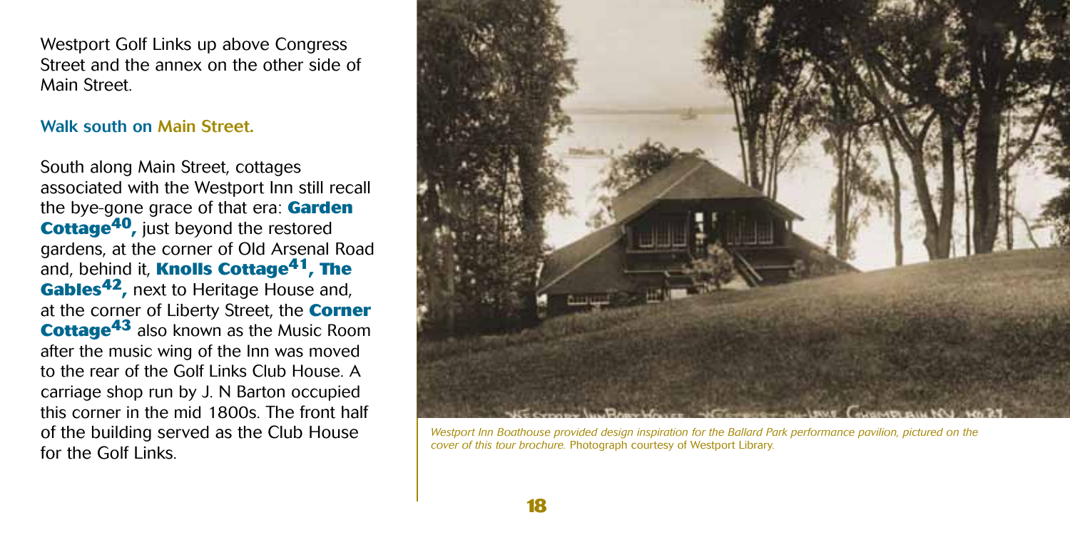Westport Golf Links up above Congress Street and the annex on the other side of Main Street.

**Walk south on Main Street.**

South along Main Street, cottages associated with the Westport Inn still recall the bye-gone grace of that era: **Garden Cottage[40],** just beyond the restored gardens, at the corner of Old Arsenal Road and, behind it, **Knolls Cottage[41], The Gables[42],** next to Heritage House and, at the corner of Liberty Street, the **Corner Cottage[43]** also known as the Music Room after the music wing of the Inn was moved to the rear of the Golf Links Club House. A carriage shop run by J. N Barton occupied this corner in the mid 1800s. The front half of the building served as the Club House for the Golf Links.

*Westport Inn Boathouse provided design inspiration for the Ballard Park performance pavilion, pictured on the cover of this tour brochure.* Photograph courtesy of Westport Library.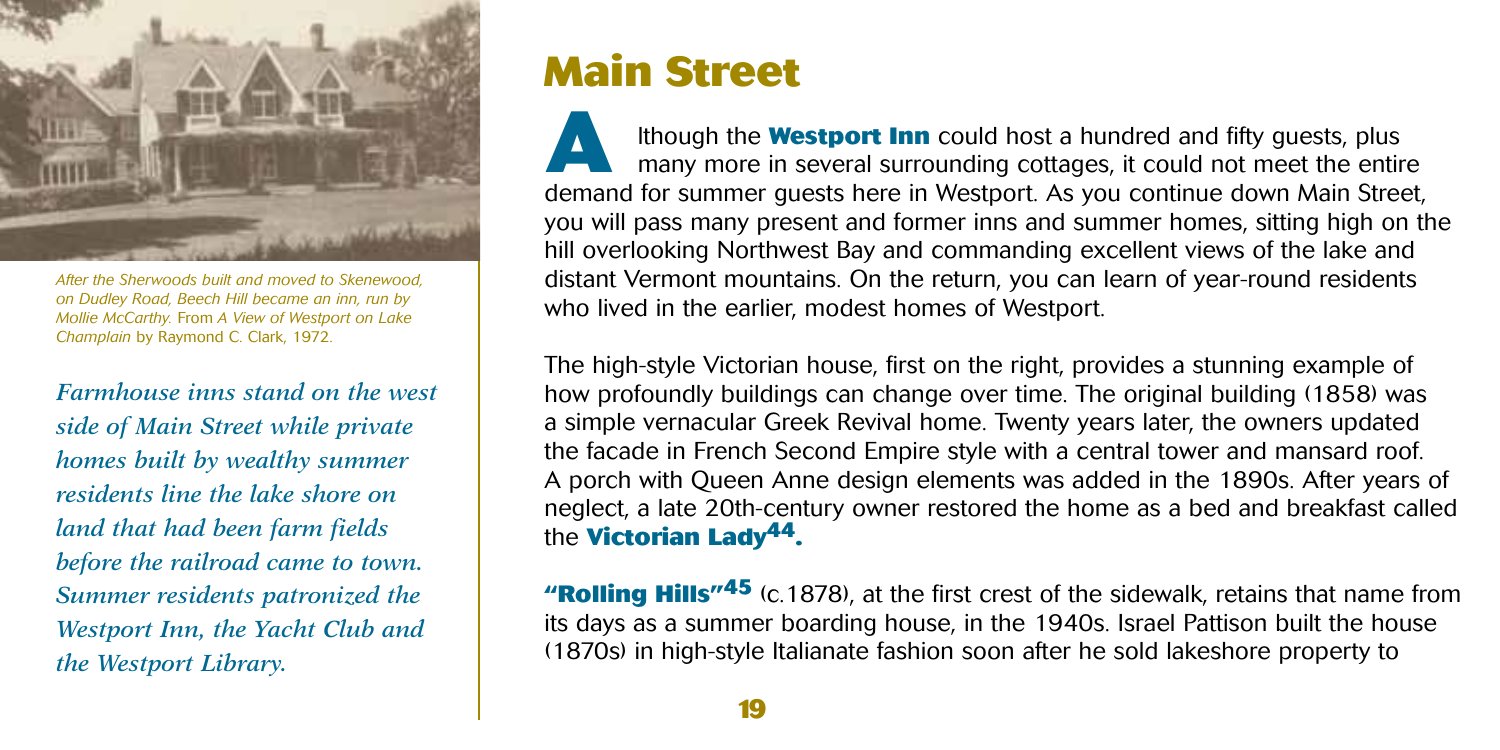*After the Sherwoods built and moved to Skenewood, on Dudley Road, Beech Hill became an inn, run by Mollie McCarthy.* From *A View of Westport on Lake Champlain* by Raymond C. Clark, 1972.

*Farmhouse inns stand on the west side of Main Street while private homes built by wealthy summer residents line the lake shore on land that had been farm fields before the railroad came to town. Summer residents patronized the Westport Inn, the Yacht Club and the Westport Library.*

# Main Street

Although the **Westport Inn** could host a hundred and fifty guests, plus many more in several surrounding cottages, it could not meet the entire demand for summer guests here in Westport. As you continue down Main Street, you will pass many present and former inns and summer homes, sitting high on the hill overlooking Northwest Bay and commanding excellent views of the lake and distant Vermont mountains. On the return, you can learn of year-round residents who lived in the earlier, modest homes of Westport.

The high-style Victorian house, first on the right, provides a stunning example of how profoundly buildings can change over time. The original building (1858) was a simple vernacular Greek Revival home. Twenty years later, the owners updated the facade in French Second Empire style with a central tower and mansard roof. A porch with Queen Anne design elements was added in the 1890s. After years of neglect, a late 20th-century owner restored the home as a bed and breakfast called the **Victorian Lady**[44]**.**

**"Rolling Hills"**[45] (c.1878), at the first crest of the sidewalk, retains that name from its days as a summer boarding house, in the 1940s. Israel Pattison built the house (1870s) in high-style Italianate fashion soon after he sold lakeshore property to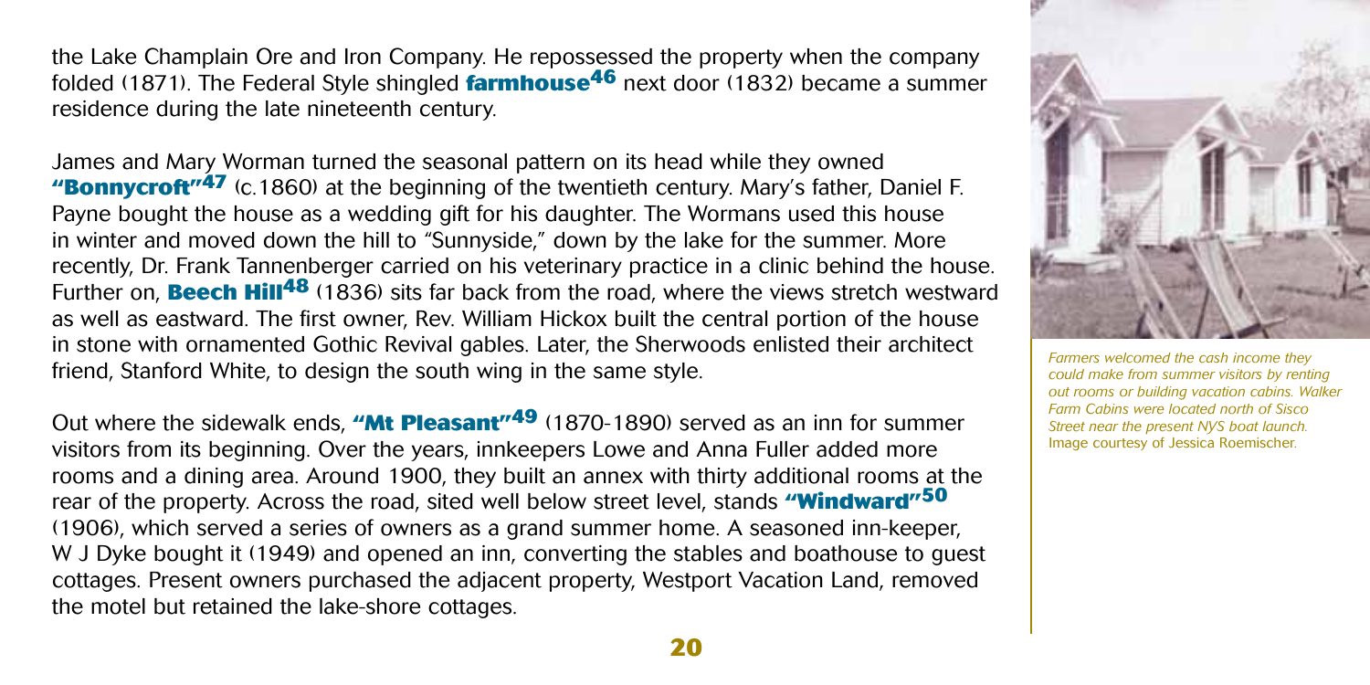the Lake Champlain Ore and Iron Company. He repossessed the property when the company folded (1871). The Federal Style shingled **farmhouse**[46] next door (1832) became a summer residence during the late nineteenth century.

James and Mary Worman turned the seasonal pattern on its head while they owned **"Bonnycroft"**[47] (c.1860) at the beginning of the twentieth century. Mary's father, Daniel F. Payne bought the house as a wedding gift for his daughter. The Wormans used this house in winter and moved down the hill to "Sunnyside," down by the lake for the summer. More recently, Dr. Frank Tannenberger carried on his veterinary practice in a clinic behind the house. Further on, **Beech Hill**[48] (1836) sits far back from the road, where the views stretch westward as well as eastward. The first owner, Rev. William Hickox built the central portion of the house in stone with ornamented Gothic Revival gables. Later, the Sherwoods enlisted their architect friend, Stanford White, to design the south wing in the same style.

Out where the sidewalk ends, **"Mt Pleasant"**[49] (1870-1890) served as an inn for summer visitors from its beginning. Over the years, innkeepers Lowe and Anna Fuller added more rooms and a dining area. Around 1900, they built an annex with thirty additional rooms at the rear of the property. Across the road, sited well below street level, stands **"Windward"**[50] (1906), which served a series of owners as a grand summer home. A seasoned inn-keeper, W J Dyke bought it (1949) and opened an inn, converting the stables and boathouse to guest cottages. Present owners purchased the adjacent property, Westport Vacation Land, removed the motel but retained the lake-shore cottages.

*Farmers welcomed the cash income they could make from summer visitors by renting out rooms or building vacation cabins. Walker Farm Cabins were located north of Sisco Street near the present NYS boat launch.* Image courtesy of Jessica Roemischer.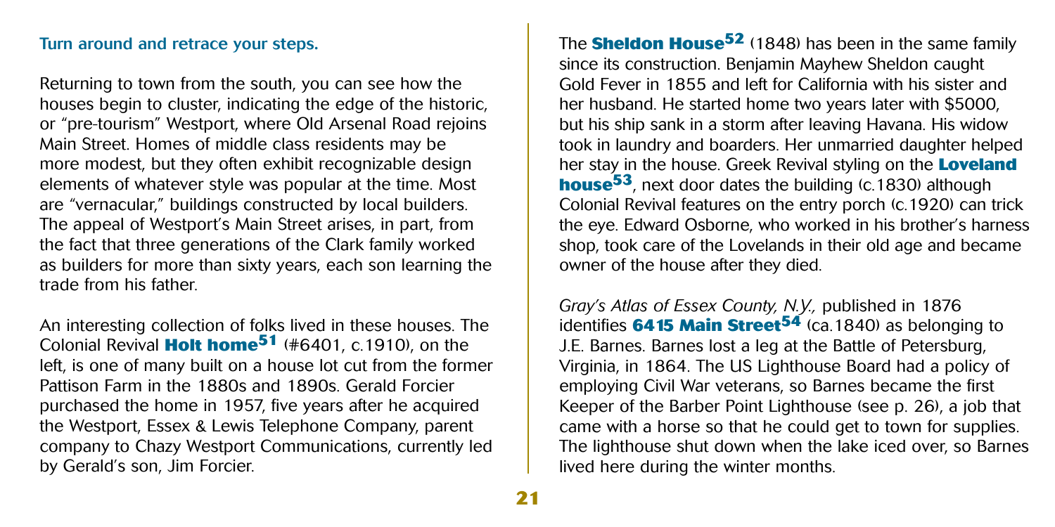**Turn around and retrace your steps.**

Returning to town from the south, you can see how the houses begin to cluster, indicating the edge of the historic, or "pre-tourism" Westport, where Old Arsenal Road rejoins Main Street. Homes of middle class residents may be more modest, but they often exhibit recognizable design elements of whatever style was popular at the time. Most are "vernacular," buildings constructed by local builders. The appeal of Westport's Main Street arises, in part, from the fact that three generations of the Clark family worked as builders for more than sixty years, each son learning the trade from his father.

An interesting collection of folks lived in these houses. The Colonial Revival **Holt home**[51] (#6401, c.1910), on the left, is one of many built on a house lot cut from the former Pattison Farm in the 1880s and 1890s. Gerald Forcier purchased the home in 1957, five years after he acquired the Westport, Essex & Lewis Telephone Company, parent company to Chazy Westport Communications, currently led by Gerald's son, Jim Forcier.

The **Sheldon House**[52] (1848) has been in the same family since its construction. Benjamin Mayhew Sheldon caught Gold Fever in 1855 and left for California with his sister and her husband. He started home two years later with $5000, but his ship sank in a storm after leaving Havana. His widow took in laundry and boarders. Her unmarried daughter helped her stay in the house. Greek Revival styling on the **Loveland house**[53], next door dates the building (c.1830) although Colonial Revival features on the entry porch (c.1920) can trick the eye. Edward Osborne, who worked in his brother's harness shop, took care of the Lovelands in their old age and became owner of the house after they died.

*Gray's Atlas of Essex County, N.Y.,* published in 1876 identifies **6415 Main Street**[54] (ca.1840) as belonging to J.E. Barnes. Barnes lost a leg at the Battle of Petersburg, Virginia, in 1864. The US Lighthouse Board had a policy of employing Civil War veterans, so Barnes became the first Keeper of the Barber Point Lighthouse (see p. 26), a job that came with a horse so that he could get to town for supplies. The lighthouse shut down when the lake iced over, so Barnes lived here during the winter months.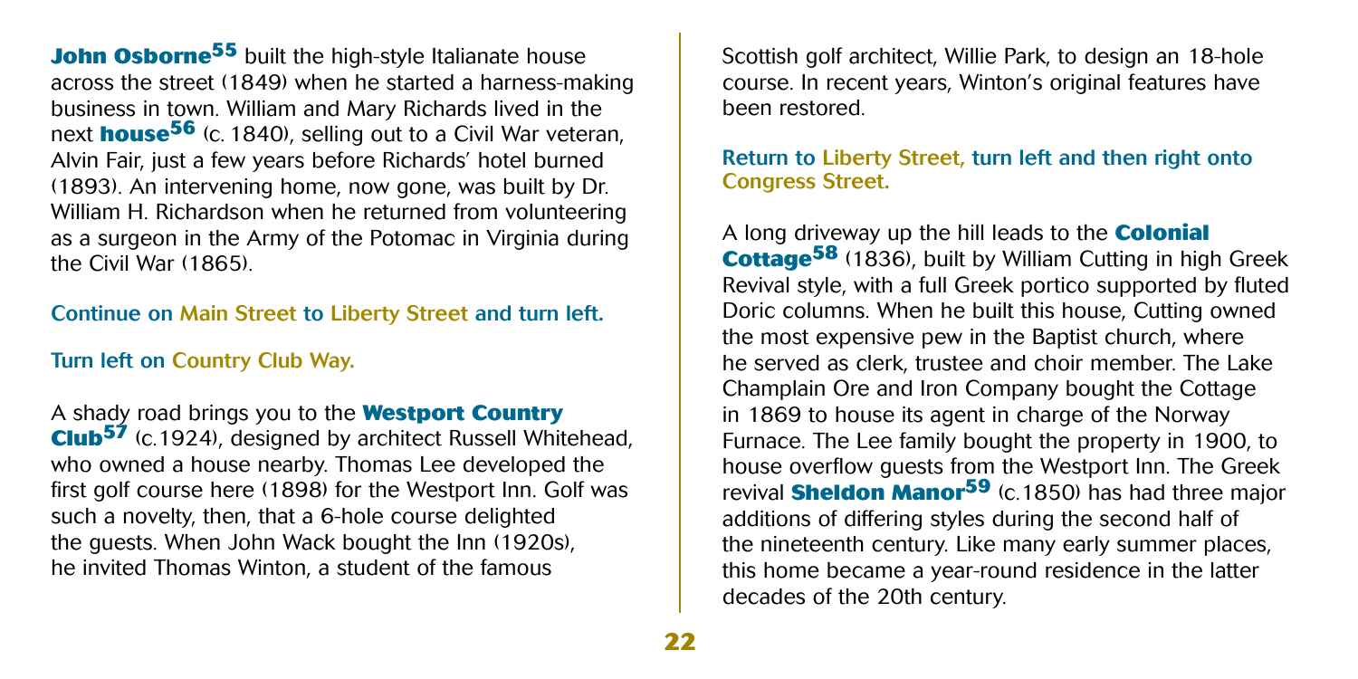**John Osborne**[55] built the high-style Italianate house across the street (1849) when he started a harness-making business in town. William and Mary Richards lived in the next **house**[56] (c. 1840), selling out to a Civil War veteran, Alvin Fair, just a few years before Richards' hotel burned (1893). An intervening home, now gone, was built by Dr. William H. Richardson when he returned from volunteering as a surgeon in the Army of the Potomac in Virginia during the Civil War (1865).

Continue on Main Street to Liberty Street and turn left.

Turn left on Country Club Way.

A shady road brings you to the **Westport Country Club**[57] (c.1924), designed by architect Russell Whitehead, who owned a house nearby. Thomas Lee developed the first golf course here (1898) for the Westport Inn. Golf was such a novelty, then, that a 6-hole course delighted the guests. When John Wack bought the Inn (1920s), he invited Thomas Winton, a student of the famous Scottish golf architect, Willie Park, to design an 18-hole course. In recent years, Winton's original features have been restored.

Return to Liberty Street, turn left and then right onto Congress Street.

A long driveway up the hill leads to the **Colonial Cottage**[58] (1836), built by William Cutting in high Greek Revival style, with a full Greek portico supported by fluted Doric columns. When he built this house, Cutting owned the most expensive pew in the Baptist church, where he served as clerk, trustee and choir member. The Lake Champlain Ore and Iron Company bought the Cottage in 1869 to house its agent in charge of the Norway Furnace. The Lee family bought the property in 1900, to house overflow guests from the Westport Inn. The Greek revival **Sheldon Manor**[59] (c.1850) has had three major additions of differing styles during the second half of the nineteenth century. Like many early summer places, this home became a year-round residence in the latter decades of the 20th century.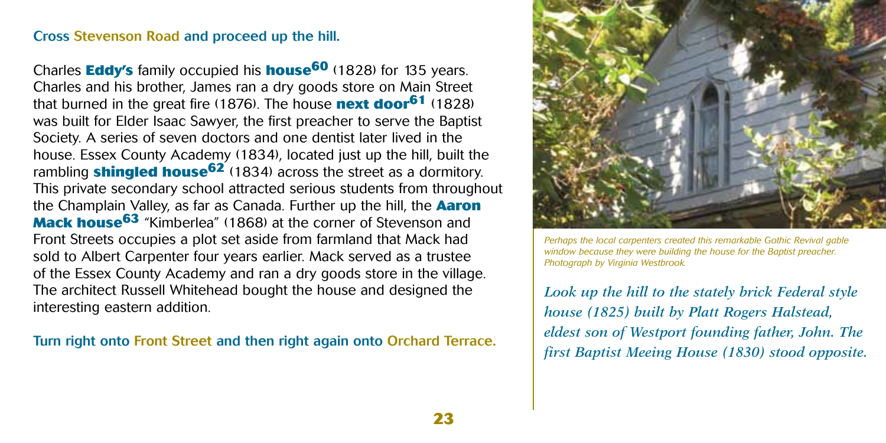**Cross Stevenson Road and proceed up the hill.**

Charles **Eddy's** family occupied his **house**[60] (1828) for 135 years. Charles and his brother, James ran a dry goods store on Main Street that burned in the great fire (1876). The house **next door**[61] (1828) was built for Elder Isaac Sawyer, the first preacher to serve the Baptist Society. A series of seven doctors and one dentist later lived in the house. Essex County Academy (1834), located just up the hill, built the rambling **shingled house**[62] (1834) across the street as a dormitory. This private secondary school attracted serious students from throughout the Champlain Valley, as far as Canada. Further up the hill, the **Aaron Mack house**[63] "Kimberlea" (1868) at the corner of Stevenson and Front Streets occupies a plot set aside from farmland that Mack had sold to Albert Carpenter four years earlier. Mack served as a trustee of the Essex County Academy and ran a dry goods store in the village. The architect Russell Whitehead bought the house and designed the interesting eastern addition.

**Turn right onto Front Street and then right again onto Orchard Terrace.**

*Perhaps the local carpenters created this remarkable Gothic Revival gable window because they were building the house for the Baptist preacher. Photograph by Virginia Westbrook.*

*Look up the hill to the stately brick Federal style house (1825) built by Platt Rogers Halstead, eldest son of Westport founding father, John. The first Baptist Meeing House (1830) stood opposite.*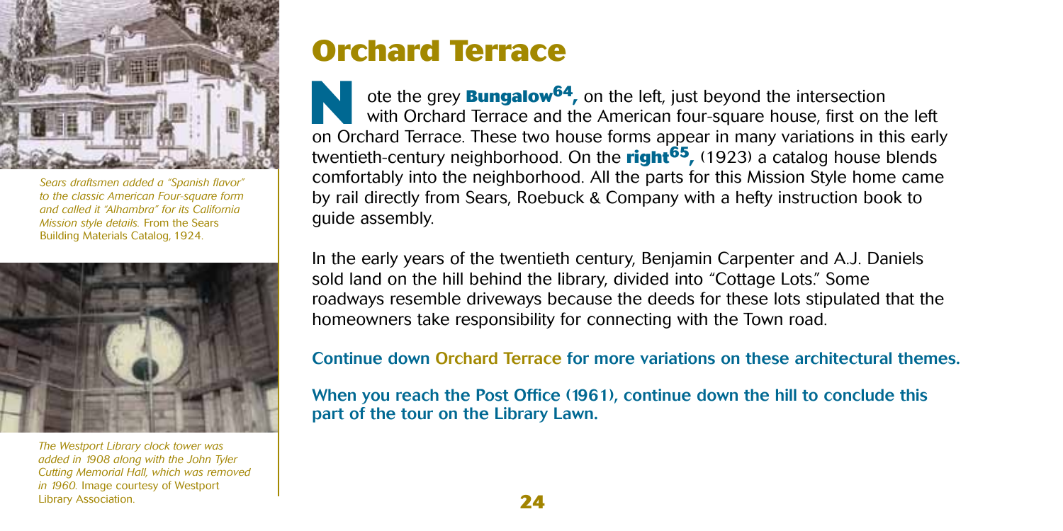*Sears draftsmen added a "Spanish flavor" to the classic American Four-square form and called it "Alhambra" for its California Mission style details.* From the Sears Building Materials Catalog, 1924.

*The Westport Library clock tower was added in 1908 along with the John Tyler Cutting Memorial Hall, which was removed in 1960.* Image courtesy of Westport Library Association.

## Orchard Terrace

Note the grey **Bungalow[64],** on the left, just beyond the intersection with Orchard Terrace and the American four-square house, first on the left on Orchard Terrace. These two house forms appear in many variations in this early twentieth-century neighborhood. On the **right[65],** (1923) a catalog house blends comfortably into the neighborhood. All the parts for this Mission Style home came by rail directly from Sears, Roebuck & Company with a hefty instruction book to guide assembly.

In the early years of the twentieth century, Benjamin Carpenter and A.J. Daniels sold land on the hill behind the library, divided into "Cottage Lots." Some roadways resemble driveways because the deeds for these lots stipulated that the homeowners take responsibility for connecting with the Town road.

**Continue down Orchard Terrace for more variations on these architectural themes.**

**When you reach the Post Office (1961), continue down the hill to conclude this part of the tour on the Library Lawn.**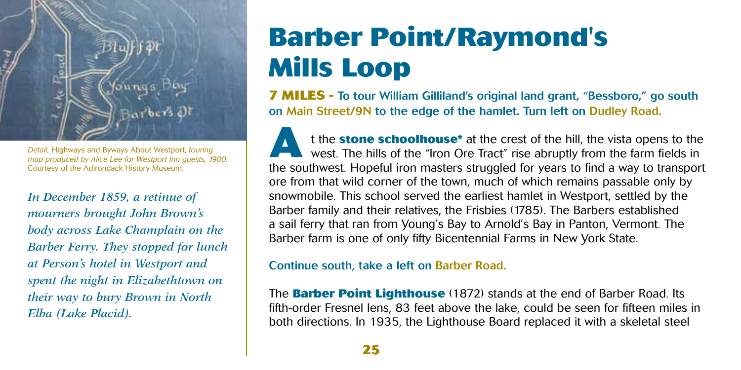*Detail,* Highways and Byways About Westport, *touring map produced by Alice Lee for Westport Inn guests, 1900.* Courtesy of the Adirondack History Museum.

*In December 1859, a retinue of mourners brought John Brown's body across Lake Champlain on the Barber Ferry. They stopped for lunch at Person's hotel in Westport and spent the night in Elizabethtown on their way to bury Brown in North Elba (Lake Placid).*

# Barber Point/Raymond's Mills Loop

**7 MILES** - To tour William Gilliland's original land grant, "Bessboro," go south on Main Street/9N to the edge of the hamlet. Turn left on Dudley Road.

At the **stone schoolhouse*** at the crest of the hill, the vista opens to the west. The hills of the "Iron Ore Tract" rise abruptly from the farm fields in the southwest. Hopeful iron masters struggled for years to find a way to transport ore from that wild corner of the town, much of which remains passable only by snowmobile. This school served the earliest hamlet in Westport, settled by the Barber family and their relatives, the Frisbies (1785). The Barbers established a sail ferry that ran from Young's Bay to Arnold's Bay in Panton, Vermont. The Barber farm is one of only fifty Bicentennial Farms in New York State.

Continue south, take a left on Barber Road.

The **Barber Point Lighthouse** (1872) stands at the end of Barber Road. Its fifth-order Fresnel lens, 83 feet above the lake, could be seen for fifteen miles in both directions. In 1935, the Lighthouse Board replaced it with a skeletal steel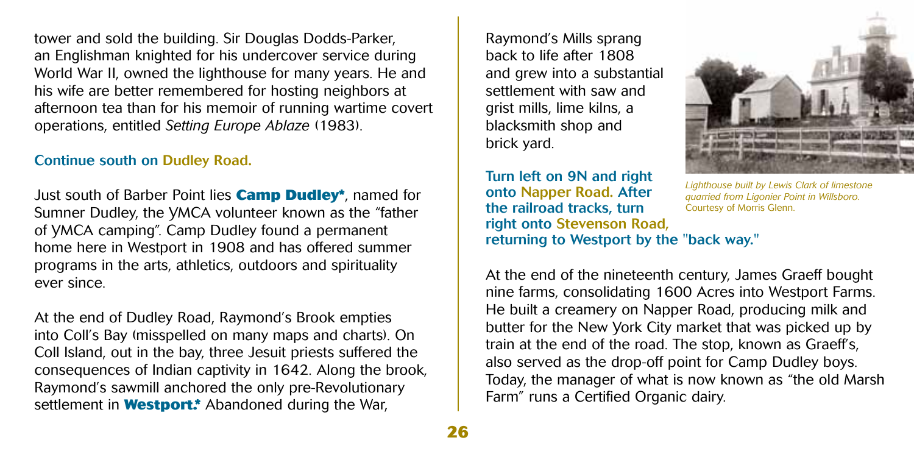tower and sold the building. Sir Douglas Dodds-Parker, an Englishman knighted for his undercover service during World War II, owned the lighthouse for many years. He and his wife are better remembered for hosting neighbors at afternoon tea than for his memoir of running wartime covert operations, entitled *Setting Europe Ablaze* (1983).

**Continue south on Dudley Road.**

Just south of Barber Point lies **Camp Dudley***, named for Sumner Dudley, the YMCA volunteer known as the "father of YMCA camping". Camp Dudley found a permanent home here in Westport in 1908 and has offered summer programs in the arts, athletics, outdoors and spirituality ever since.

At the end of Dudley Road, Raymond's Brook empties into Coll's Bay (misspelled on many maps and charts). On Coll Island, out in the bay, three Jesuit priests suffered the consequences of Indian captivity in 1642. Along the brook, Raymond's sawmill anchored the only pre-Revolutionary settlement in **Westport.*** Abandoned during the War, Raymond's Mills sprang back to life after 1808 and grew into a substantial settlement with saw and grist mills, lime kilns, a blacksmith shop and brick yard.

*Lighthouse built by Lewis Clark of limestone quarried from Ligonier Point in Willsboro.* Courtesy of Morris Glenn.

**Turn left on 9N and right onto Napper Road. After the railroad tracks, turn right onto Stevenson Road, returning to Westport by the "back way."**

At the end of the nineteenth century, James Graeff bought nine farms, consolidating 1600 Acres into Westport Farms. He built a creamery on Napper Road, producing milk and butter for the New York City market that was picked up by train at the end of the road. The stop, known as Graeff's, also served as the drop-off point for Camp Dudley boys. Today, the manager of what is now known as "the old Marsh Farm" runs a Certified Organic dairy.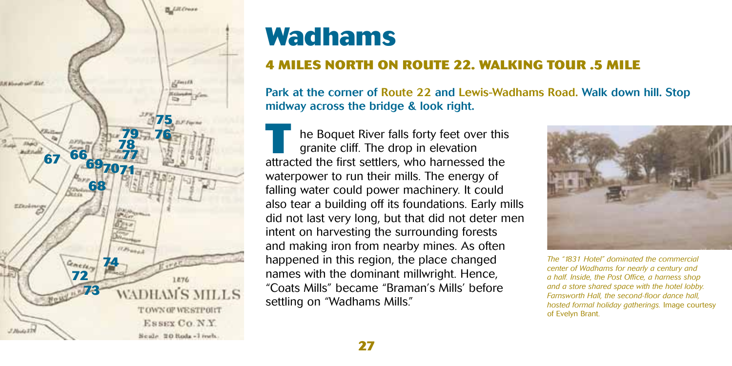# Wadhams

## 4 MILES NORTH ON ROUTE 22. WALKING TOUR .5 MILE

**Park at the corner of Route 22 and Lewis-Wadhams Road. Walk down hill. Stop midway across the bridge & look right.**

The Boquet River falls forty feet over this granite cliff. The drop in elevation attracted the first settlers, who harnessed the waterpower to run their mills. The energy of falling water could power machinery. It could also tear a building off its foundations. Early mills did not last very long, but that did not deter men intent on harvesting the surrounding forests and making iron from nearby mines. As often happened in this region, the place changed names with the dominant millwright. Hence, "Coats Mills" became "Braman's Mills' before settling on "Wadhams Mills."

*The "1831 Hotel" dominated the commercial center of Wadhams for nearly a century and a half. Inside, the Post Office, a harness shop and a store shared space with the hotel lobby. Farnsworth Hall, the second-floor dance hall, hosted formal holiday gatherings.* Image courtesy of Evelyn Brant.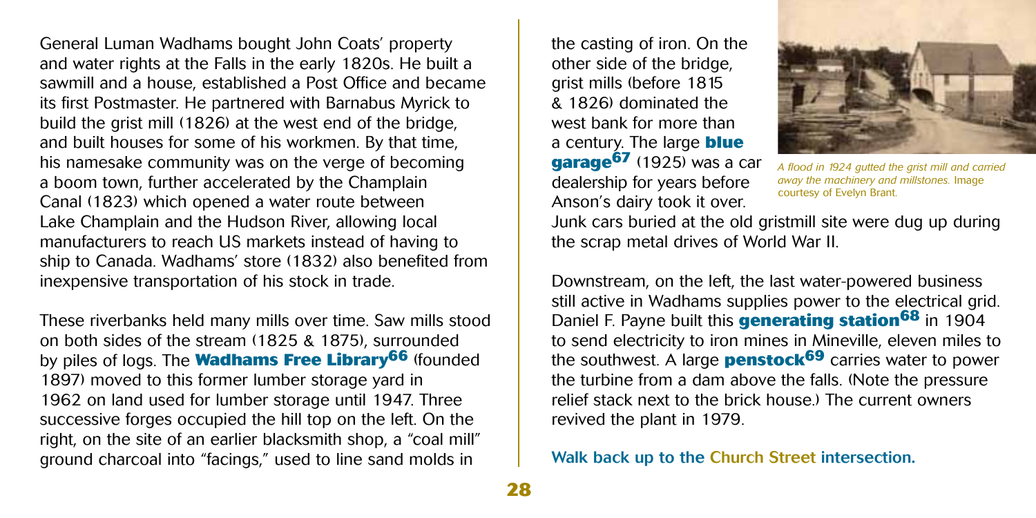General Luman Wadhams bought John Coats' property and water rights at the Falls in the early 1820s. He built a sawmill and a house, established a Post Office and became its first Postmaster. He partnered with Barnabus Myrick to build the grist mill (1826) at the west end of the bridge, and built houses for some of his workmen. By that time, his namesake community was on the verge of becoming a boom town, further accelerated by the Champlain Canal (1823) which opened a water route between Lake Champlain and the Hudson River, allowing local manufacturers to reach US markets instead of having to ship to Canada. Wadhams' store (1832) also benefited from inexpensive transportation of his stock in trade.

These riverbanks held many mills over time. Saw mills stood on both sides of the stream (1825 & 1875), surrounded by piles of logs. The **Wadhams Free Library**[66] (founded 1897) moved to this former lumber storage yard in 1962 on land used for lumber storage until 1947. Three successive forges occupied the hill top on the left. On the right, on the site of an earlier blacksmith shop, a "coal mill" ground charcoal into "facings," used to line sand molds in the casting of iron. On the other side of the bridge, grist mills (before 1815 & 1826) dominated the west bank for more than a century. The large **blue garage**[67] (1925) was a car dealership for years before Anson's dairy took it over. Junk cars buried at the old gristmill site were dug up during the scrap metal drives of World War II.

*A flood in 1924 gutted the grist mill and carried away the machinery and millstones.* Image courtesy of Evelyn Brant.

Downstream, on the left, the last water-powered business still active in Wadhams supplies power to the electrical grid. Daniel F. Payne built this **generating station**[68] in 1904 to send electricity to iron mines in Mineville, eleven miles to the southwest. A large **penstock**[69] carries water to power the turbine from a dam above the falls. (Note the pressure relief stack next to the brick house.) The current owners revived the plant in 1979.

**Walk back up to the Church Street intersection.**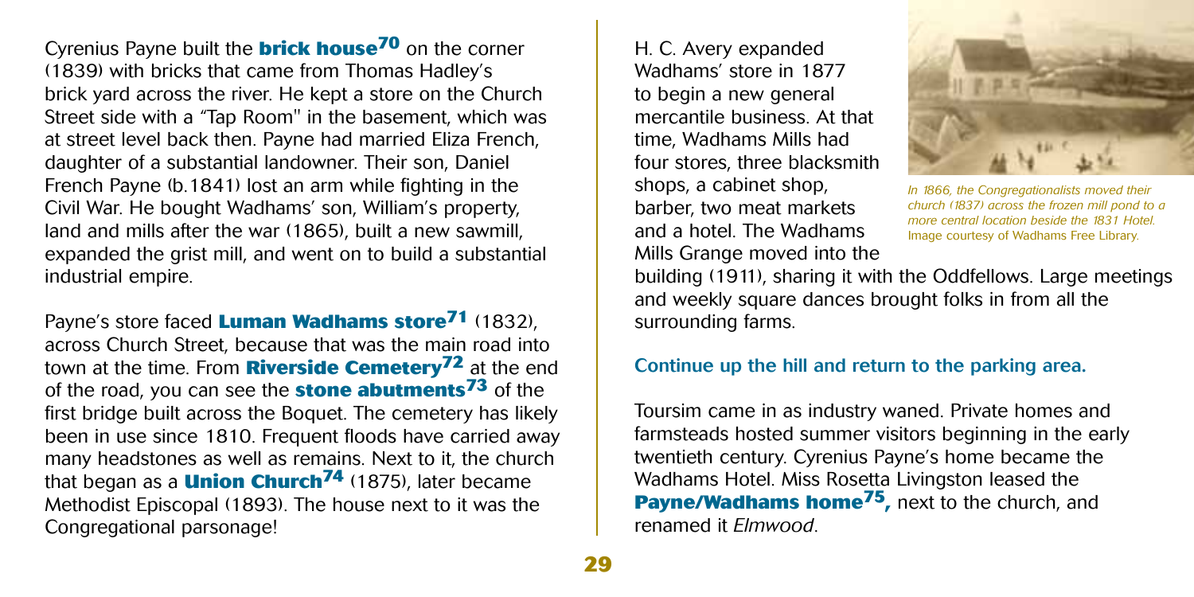Cyrenius Payne built the **brick house**[70] on the corner (1839) with bricks that came from Thomas Hadley's brick yard across the river. He kept a store on the Church Street side with a "Tap Room" in the basement, which was at street level back then. Payne had married Eliza French, daughter of a substantial landowner. Their son, Daniel French Payne (b.1841) lost an arm while fighting in the Civil War. He bought Wadhams' son, William's property, land and mills after the war (1865), built a new sawmill, expanded the grist mill, and went on to build a substantial industrial empire.

Payne's store faced **Luman Wadhams store**[71] (1832), across Church Street, because that was the main road into town at the time. From **Riverside Cemetery**[72] at the end of the road, you can see the **stone abutments**[73] of the first bridge built across the Boquet. The cemetery has likely been in use since 1810. Frequent floods have carried away many headstones as well as remains. Next to it, the church that began as a **Union Church**[74] (1875), later became Methodist Episcopal (1893). The house next to it was the Congregational parsonage!

H. C. Avery expanded Wadhams' store in 1877 to begin a new general mercantile business. At that time, Wadhams Mills had four stores, three blacksmith shops, a cabinet shop, barber, two meat markets and a hotel. The Wadhams Mills Grange moved into the building (1911), sharing it with the Oddfellows. Large meetings and weekly square dances brought folks in from all the surrounding farms.

*In 1866, the Congregationalists moved their church (1837) across the frozen mill pond to a more central location beside the 1831 Hotel.* Image courtesy of Wadhams Free Library.

**Continue up the hill and return to the parking area.**

Toursim came in as industry waned. Private homes and farmsteads hosted summer visitors beginning in the early twentieth century. Cyrenius Payne's home became the Wadhams Hotel. Miss Rosetta Livingston leased the **Payne/Wadhams home**[75], next to the church, and renamed it *Elmwood*.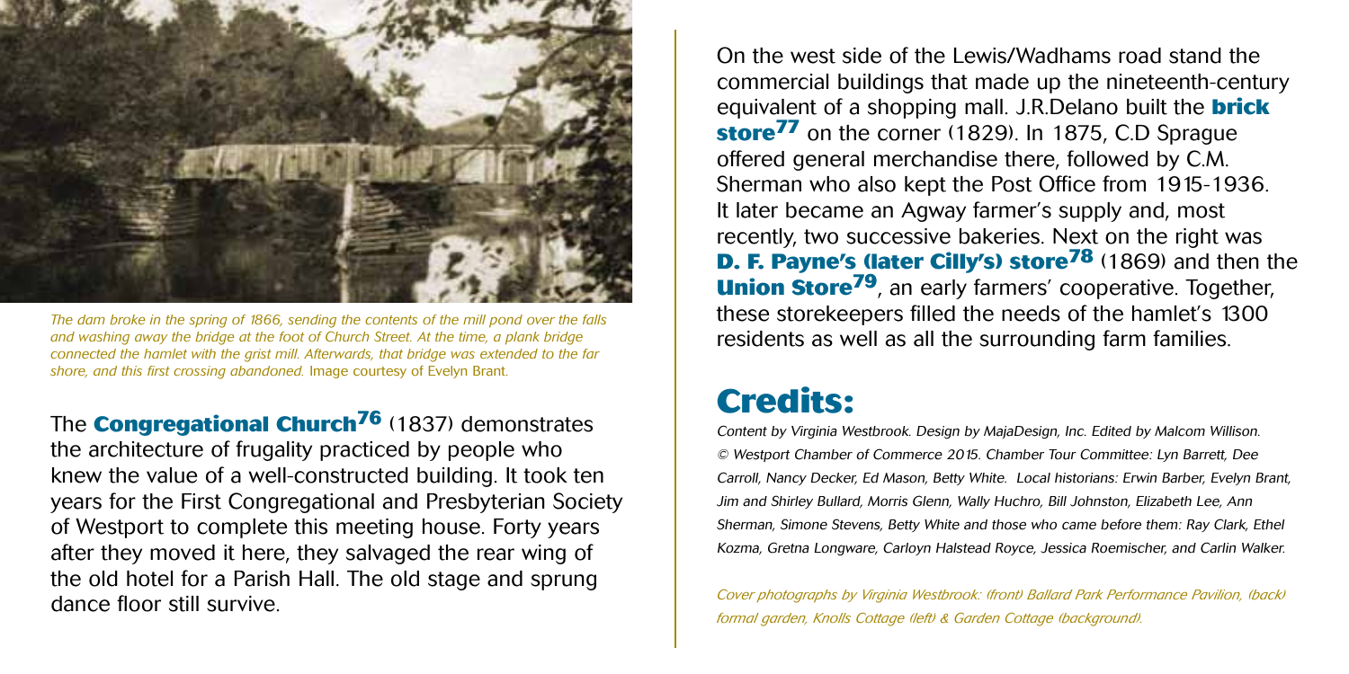*The dam broke in the spring of 1866, sending the contents of the mill pond over the falls and washing away the bridge at the foot of Church Street. At the time, a plank bridge connected the hamlet with the grist mill. Afterwards, that bridge was extended to the far shore, and this first crossing abandoned.* Image courtesy of Evelyn Brant.

The **Congregational Church**[76] (1837) demonstrates the architecture of frugality practiced by people who knew the value of a well-constructed building. It took ten years for the First Congregational and Presbyterian Society of Westport to complete this meeting house. Forty years after they moved it here, they salvaged the rear wing of the old hotel for a Parish Hall. The old stage and sprung dance floor still survive.

On the west side of the Lewis/Wadhams road stand the commercial buildings that made up the nineteenth-century equivalent of a shopping mall. J.R.Delano built the **brick store**[77] on the corner (1829). In 1875, C.D Sprague offered general merchandise there, followed by C.M. Sherman who also kept the Post Office from 1915-1936. It later became an Agway farmer's supply and, most recently, two successive bakeries. Next on the right was **D. F. Payne's (later Cilly's) store**[78] (1869) and then the **Union Store**[79], an early farmers' cooperative. Together, these storekeepers filled the needs of the hamlet's 1300 residents as well as all the surrounding farm families.

## Credits:

*Content by Virginia Westbrook. Design by MajaDesign, Inc. Edited by Malcom Willison. © Westport Chamber of Commerce 2015. Chamber Tour Committee: Lyn Barrett, Dee Carroll, Nancy Decker, Ed Mason, Betty White. Local historians: Erwin Barber, Evelyn Brant, Jim and Shirley Bullard, Morris Glenn, Wally Huchro, Bill Johnston, Elizabeth Lee, Ann Sherman, Simone Stevens, Betty White and those who came before them: Ray Clark, Ethel Kozma, Gretna Longware, Carloyn Halstead Royce, Jessica Roemischer, and Carlin Walker.*

*Cover photographs by Virginia Westbrook: (front) Ballard Park Performance Pavilion, (back) formal garden, Knolls Cottage (left) & Garden Cottage (background).*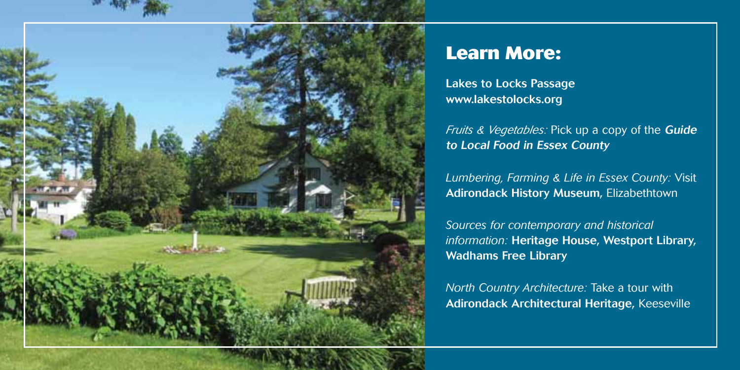## Learn More:

**Lakes to Locks Passage**
**www.lakestolocks.org**

*Fruits & Vegetables:* Pick up a copy of the ***Guide to Local Food in Essex County***

*Lumbering, Farming & Life in Essex County:* Visit **Adirondack History Museum,** Elizabethtown

*Sources for contemporary and historical information:* **Heritage House, Westport Library, Wadhams Free Library**

*North Country Architecture:* Take a tour with **Adirondack Architectural Heritage,** Keeseville